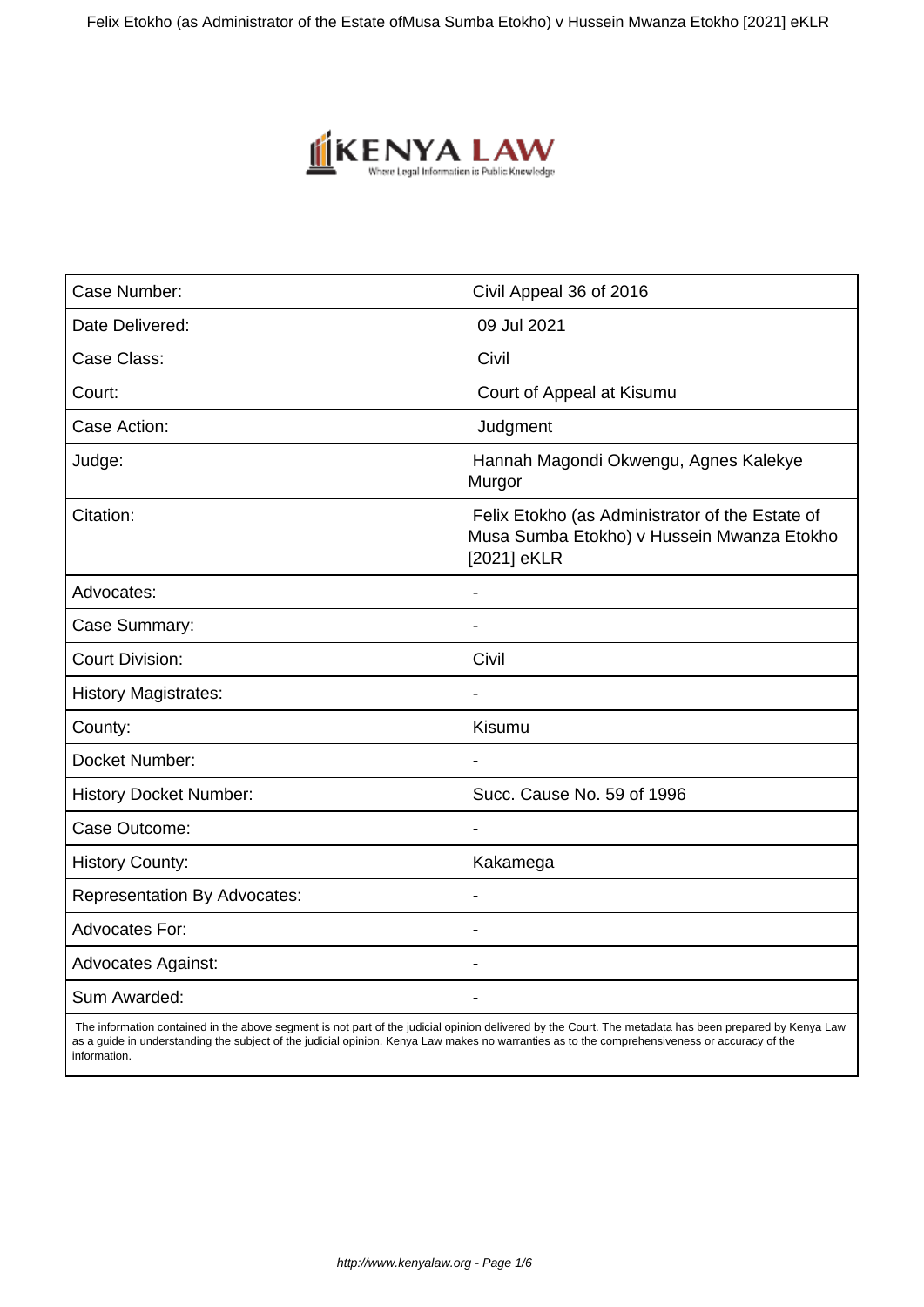| Case Number: | Civil Appeal 36 of 2016 |
| --- | --- |
| Date Delivered: | 09 Jul 2021 |
| Case Class: | Civil |
| Court: | Court of Appeal at Kisumu |
| Case Action: | Judgment |
| Judge: | Hannah Magondi Okwengu, Agnes Kalekye Murgor |
| Citation: | Felix Etokho (as Administrator of the Estate of Musa Sumba Etokho) v Hussein Mwanza Etokho [2021] eKLR |
| Advocates: | - |
| Case Summary: | - |
| Court Division: | Civil |
| History Magistrates: | - |
| County: | Kisumu |
| Docket Number: | - |
| History Docket Number: | Succ. Cause No. 59 of 1996 |
| Case Outcome: | - |
| History County: | Kakamega |
| Representation By Advocates: | - |
| Advocates For: | - |
| Advocates Against: | - |
| Sum Awarded: | - |

The information contained in the above segment is not part of the judicial opinion delivered by the Court. The metadata has been prepared by Kenya Law as a guide in understanding the subject of the judicial opinion. Kenya Law makes no warranties as to the comprehensiveness or accuracy of the information.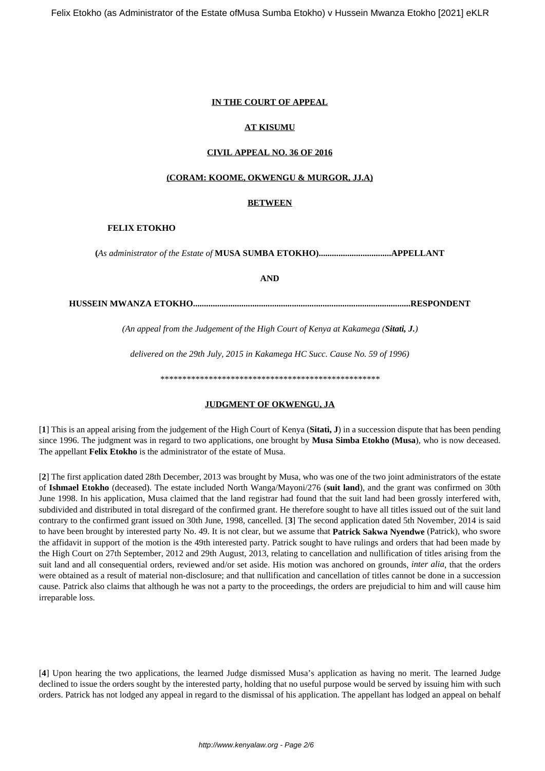**IN THE COURT OF APPEAL**

**AT KISUMU**

**CIVIL APPEAL NO. 36 OF 2016**

**(CORAM: KOOME, OKWENGU & MURGOR, JJ.A)**

**BETWEEN**

**FELIX ETOKHO**

**(***As administrator of the Estate of* **MUSA SUMBA ETOKHO)................................APPELLANT**

**AND**

**HUSSEIN MWANZA ETOKHO.................................................................................................RESPONDENT**

*(An appeal from the Judgement of the High Court of Kenya at Kakamega (**Sitati, J.**)*

*delivered on the 29th July, 2015 in Kakamega HC Succ. Cause No. 59 of 1996)*

\*\*\*\*\*\*\*\*\*\*\*\*\*\*\*\*\*\*\*\*\*\*\*\*\*\*\*\*\*\*\*\*\*\*\*\*\*\*\*\*\*\*\*\*\*\*\*\*\*\*\*\*

**JUDGMENT OF OKWENGU, JA**

[**1**] This is an appeal arising from the judgement of the High Court of Kenya (**Sitati, J**) in a succession dispute that has been pending since 1996. The judgment was in regard to two applications, one brought by **Musa Simba Etokho (Musa**), who is now deceased. The appellant **Felix Etokho** is the administrator of the estate of Musa.

[**2**] The first application dated 28th December, 2013 was brought by Musa, who was one of the two joint administrators of the estate of **Ishmael Etokho** (deceased). The estate included North Wanga/Mayoni/276 (**suit land**), and the grant was confirmed on 30th June 1998. In his application, Musa claimed that the land registrar had found that the suit land had been grossly interfered with, subdivided and distributed in total disregard of the confirmed grant. He therefore sought to have all titles issued out of the suit land contrary to the confirmed grant issued on 30th June, 1998, cancelled. [**3**] The second application dated 5th November, 2014 is said to have been brought by interested party No. 49. It is not clear, but we assume that **Patrick Sakwa Nyendwe** (Patrick), who swore the affidavit in support of the motion is the 49th interested party. Patrick sought to have rulings and orders that had been made by the High Court on 27th September, 2012 and 29th August, 2013, relating to cancellation and nullification of titles arising from the suit land and all consequential orders, reviewed and/or set aside. His motion was anchored on grounds, *inter alia*, that the orders were obtained as a result of material non-disclosure; and that nullification and cancellation of titles cannot be done in a succession cause. Patrick also claims that although he was not a party to the proceedings, the orders are prejudicial to him and will cause him irreparable loss.

[**4**] Upon hearing the two applications, the learned Judge dismissed Musa's application as having no merit. The learned Judge declined to issue the orders sought by the interested party, holding that no useful purpose would be served by issuing him with such orders. Patrick has not lodged any appeal in regard to the dismissal of his application. The appellant has lodged an appeal on behalf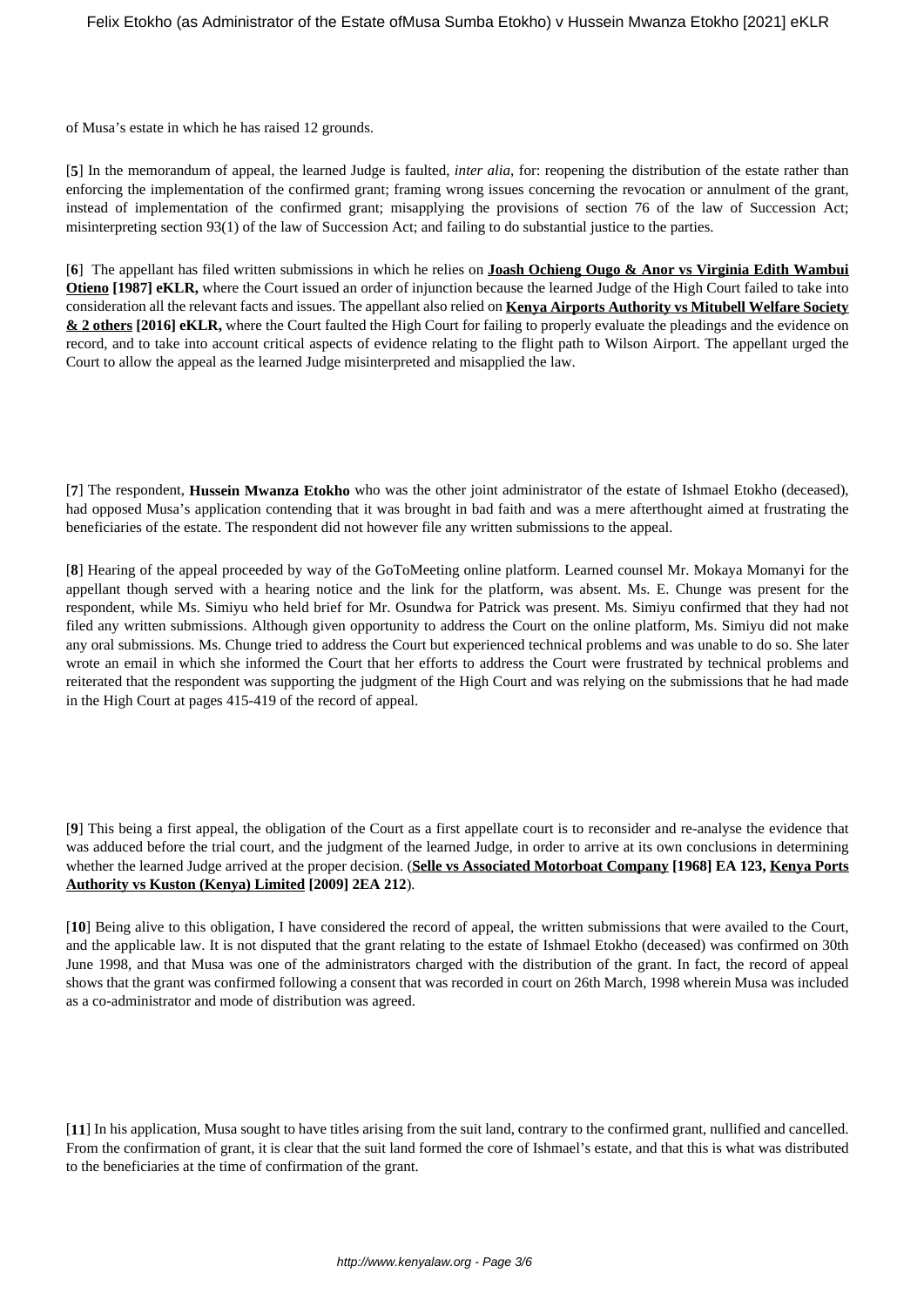of Musa's estate in which he has raised 12 grounds.

[**5**] In the memorandum of appeal, the learned Judge is faulted, *inter alia*, for: reopening the distribution of the estate rather than enforcing the implementation of the confirmed grant; framing wrong issues concerning the revocation or annulment of the grant, instead of implementation of the confirmed grant; misapplying the provisions of section 76 of the law of Succession Act; misinterpreting section 93(1) of the law of Succession Act; and failing to do substantial justice to the parties.

[**6**] The appellant has filed written submissions in which he relies on **Joash Ochieng Ougo & Anor vs Virginia Edith Wambui Otieno [1987] eKLR,** where the Court issued an order of injunction because the learned Judge of the High Court failed to take into consideration all the relevant facts and issues. The appellant also relied on **Kenya Airports Authority vs Mitubell Welfare Society & 2 others [2016] eKLR,** where the Court faulted the High Court for failing to properly evaluate the pleadings and the evidence on record, and to take into account critical aspects of evidence relating to the flight path to Wilson Airport. The appellant urged the Court to allow the appeal as the learned Judge misinterpreted and misapplied the law.

[**7**] The respondent, **Hussein Mwanza Etokho** who was the other joint administrator of the estate of Ishmael Etokho (deceased), had opposed Musa's application contending that it was brought in bad faith and was a mere afterthought aimed at frustrating the beneficiaries of the estate. The respondent did not however file any written submissions to the appeal.

[**8**] Hearing of the appeal proceeded by way of the GoToMeeting online platform. Learned counsel Mr. Mokaya Momanyi for the appellant though served with a hearing notice and the link for the platform, was absent. Ms. E. Chunge was present for the respondent, while Ms. Simiyu who held brief for Mr. Osundwa for Patrick was present. Ms. Simiyu confirmed that they had not filed any written submissions. Although given opportunity to address the Court on the online platform, Ms. Simiyu did not make any oral submissions. Ms. Chunge tried to address the Court but experienced technical problems and was unable to do so. She later wrote an email in which she informed the Court that her efforts to address the Court were frustrated by technical problems and reiterated that the respondent was supporting the judgment of the High Court and was relying on the submissions that he had made in the High Court at pages 415-419 of the record of appeal.

[**9**] This being a first appeal, the obligation of the Court as a first appellate court is to reconsider and re-analyse the evidence that was adduced before the trial court, and the judgment of the learned Judge, in order to arrive at its own conclusions in determining whether the learned Judge arrived at the proper decision. (**Selle vs Associated Motorboat Company [1968] EA 123, Kenya Ports Authority vs Kuston (Kenya) Limited [2009] 2EA 212**).

[**10**] Being alive to this obligation, I have considered the record of appeal, the written submissions that were availed to the Court, and the applicable law. It is not disputed that the grant relating to the estate of Ishmael Etokho (deceased) was confirmed on 30th June 1998, and that Musa was one of the administrators charged with the distribution of the grant. In fact, the record of appeal shows that the grant was confirmed following a consent that was recorded in court on 26th March, 1998 wherein Musa was included as a co-administrator and mode of distribution was agreed.

[**11**] In his application, Musa sought to have titles arising from the suit land, contrary to the confirmed grant, nullified and cancelled. From the confirmation of grant, it is clear that the suit land formed the core of Ishmael's estate, and that this is what was distributed to the beneficiaries at the time of confirmation of the grant.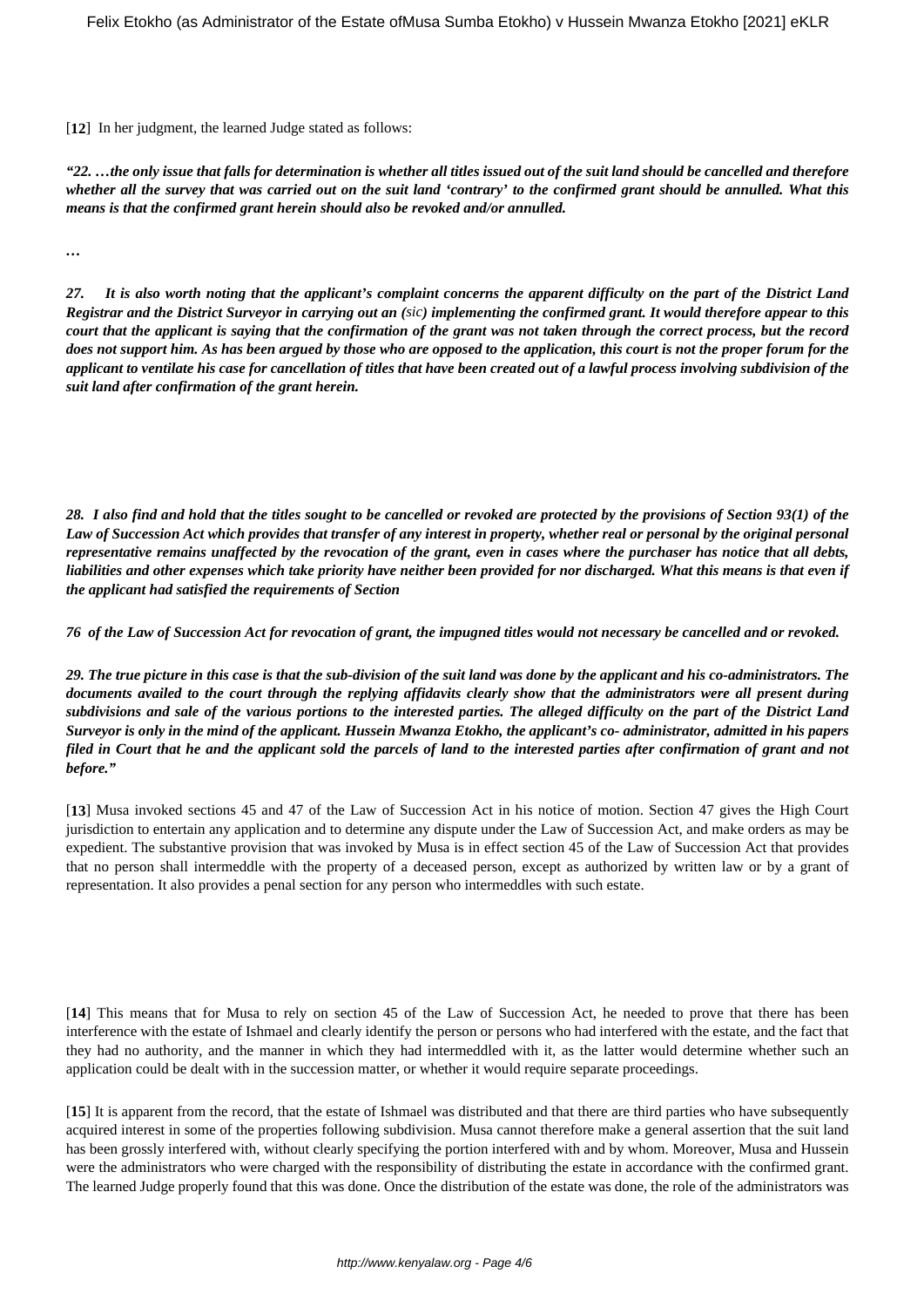[**12**] In her judgment, the learned Judge stated as follows:

***"22. …the only issue that falls for determination is whether all titles issued out of the suit land should be cancelled and therefore whether all the survey that was carried out on the suit land 'contrary' to the confirmed grant should be annulled. What this means is that the confirmed grant herein should also be revoked and/or annulled.***

***…***

***27. It is also worth noting that the applicant's complaint concerns the apparent difficulty on the part of the District Land Registrar and the District Surveyor in carrying out an (sic) implementing the confirmed grant. It would therefore appear to this court that the applicant is saying that the confirmation of the grant was not taken through the correct process, but the record does not support him. As has been argued by those who are opposed to the application, this court is not the proper forum for the applicant to ventilate his case for cancellation of titles that have been created out of a lawful process involving subdivision of the suit land after confirmation of the grant herein.***

***28. I also find and hold that the titles sought to be cancelled or revoked are protected by the provisions of Section 93(1) of the Law of Succession Act which provides that transfer of any interest in property, whether real or personal by the original personal representative remains unaffected by the revocation of the grant, even in cases where the purchaser has notice that all debts, liabilities and other expenses which take priority have neither been provided for nor discharged. What this means is that even if the applicant had satisfied the requirements of Section 76 of the Law of Succession Act for revocation of grant, the impugned titles would not necessary be cancelled and or revoked.***

***29. The true picture in this case is that the sub-division of the suit land was done by the applicant and his co-administrators. The documents availed to the court through the replying affidavits clearly show that the administrators were all present during subdivisions and sale of the various portions to the interested parties. The alleged difficulty on the part of the District Land Surveyor is only in the mind of the applicant. Hussein Mwanza Etokho, the applicant's co- administrator, admitted in his papers filed in Court that he and the applicant sold the parcels of land to the interested parties after confirmation of grant and not before."***

[**13**] Musa invoked sections 45 and 47 of the Law of Succession Act in his notice of motion. Section 47 gives the High Court jurisdiction to entertain any application and to determine any dispute under the Law of Succession Act, and make orders as may be expedient. The substantive provision that was invoked by Musa is in effect section 45 of the Law of Succession Act that provides that no person shall intermeddle with the property of a deceased person, except as authorized by written law or by a grant of representation. It also provides a penal section for any person who intermeddles with such estate.

[**14**] This means that for Musa to rely on section 45 of the Law of Succession Act, he needed to prove that there has been interference with the estate of Ishmael and clearly identify the person or persons who had interfered with the estate, and the fact that they had no authority, and the manner in which they had intermeddled with it, as the latter would determine whether such an application could be dealt with in the succession matter, or whether it would require separate proceedings.

[**15**] It is apparent from the record, that the estate of Ishmael was distributed and that there are third parties who have subsequently acquired interest in some of the properties following subdivision. Musa cannot therefore make a general assertion that the suit land has been grossly interfered with, without clearly specifying the portion interfered with and by whom. Moreover, Musa and Hussein were the administrators who were charged with the responsibility of distributing the estate in accordance with the confirmed grant. The learned Judge properly found that this was done. Once the distribution of the estate was done, the role of the administrators was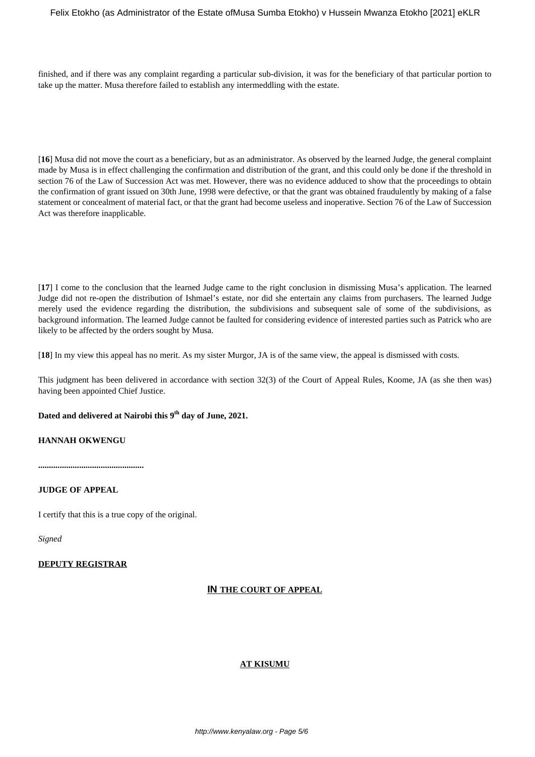finished, and if there was any complaint regarding a particular sub-division, it was for the beneficiary of that particular portion to take up the matter. Musa therefore failed to establish any intermeddling with the estate.

[**16**] Musa did not move the court as a beneficiary, but as an administrator. As observed by the learned Judge, the general complaint made by Musa is in effect challenging the confirmation and distribution of the grant, and this could only be done if the threshold in section 76 of the Law of Succession Act was met. However, there was no evidence adduced to show that the proceedings to obtain the confirmation of grant issued on 30th June, 1998 were defective, or that the grant was obtained fraudulently by making of a false statement or concealment of material fact, or that the grant had become useless and inoperative. Section 76 of the Law of Succession Act was therefore inapplicable.

[**17**] I come to the conclusion that the learned Judge came to the right conclusion in dismissing Musa's application. The learned Judge did not re-open the distribution of Ishmael's estate, nor did she entertain any claims from purchasers. The learned Judge merely used the evidence regarding the distribution, the subdivisions and subsequent sale of some of the subdivisions, as background information. The learned Judge cannot be faulted for considering evidence of interested parties such as Patrick who are likely to be affected by the orders sought by Musa.

[**18**] In my view this appeal has no merit. As my sister Murgor, JA is of the same view, the appeal is dismissed with costs.

This judgment has been delivered in accordance with section 32(3) of the Court of Appeal Rules, Koome, JA (as she then was) having been appointed Chief Justice.

**Dated and delivered at Nairobi this 9th day of June, 2021.**

**HANNAH OKWENGU**

**...............................................**

**JUDGE OF APPEAL**

I certify that this is a true copy of the original.

*Signed*

**DEPUTY REGISTRAR**

**IN THE COURT OF APPEAL**

**AT KISUMU**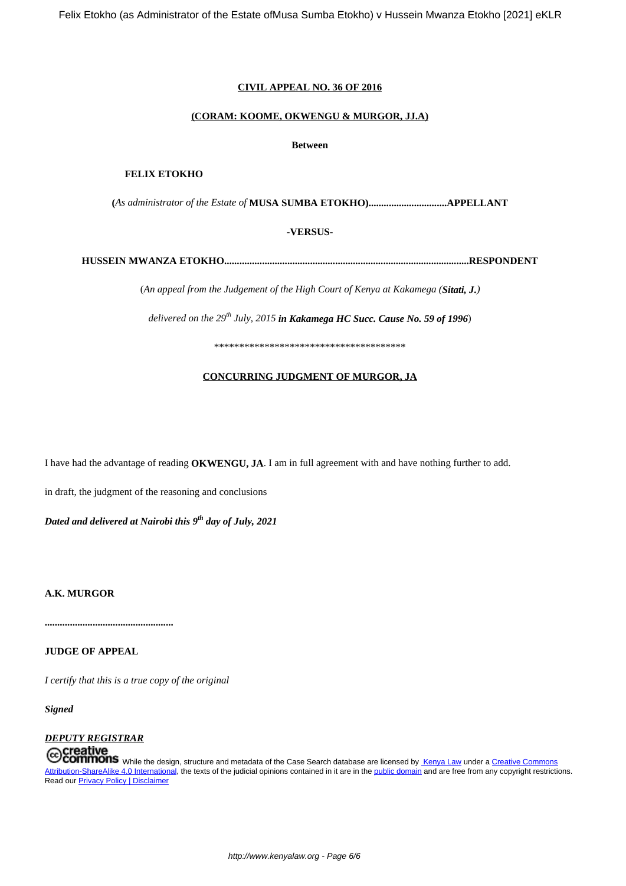**CIVIL APPEAL NO. 36 OF 2016**

**(CORAM: KOOME, OKWENGU & MURGOR, JJ.A)**

**Between**

**FELIX ETOKHO**

**(***As administrator of the Estate of* **MUSA SUMBA ETOKHO)..............................APPELLANT**

**-VERSUS-**

**HUSSEIN MWANZA ETOKHO...............................................................................................RESPONDENT**

(*An appeal from the Judgement of the High Court of Kenya at Kakamega (***Sitati, J.***)*

*delivered on the 29th July, 2015* ***in Kakamega HC Succ. Cause No. 59 of 1996***)

\*\*\*\*\*\*\*\*\*\*\*\*\*\*\*\*\*\*\*\*\*\*\*\*\*\*\*\*\*\*\*\*\*\*\*\*\*\*\*

**CONCURRING JUDGMENT OF MURGOR, JA**

I have had the advantage of reading **OKWENGU, JA**. I am in full agreement with and have nothing further to add.

in draft, the judgment of the reasoning and conclusions

***Dated and delivered at Nairobi this 9th day of July, 2021***

**A.K. MURGOR**

**..................................................**

**JUDGE OF APPEAL**

*I certify that this is a true copy of the original*

***Signed***

***DEPUTY REGISTRAR***

While the design, structure and metadata of the Case Search database are licensed by Kenya Law under a Creative Commons Attribution-ShareAlike 4.0 International, the texts of the judicial opinions contained in it are in the public domain and are free from any copyright restrictions. Read our Privacy Policy | Disclaimer